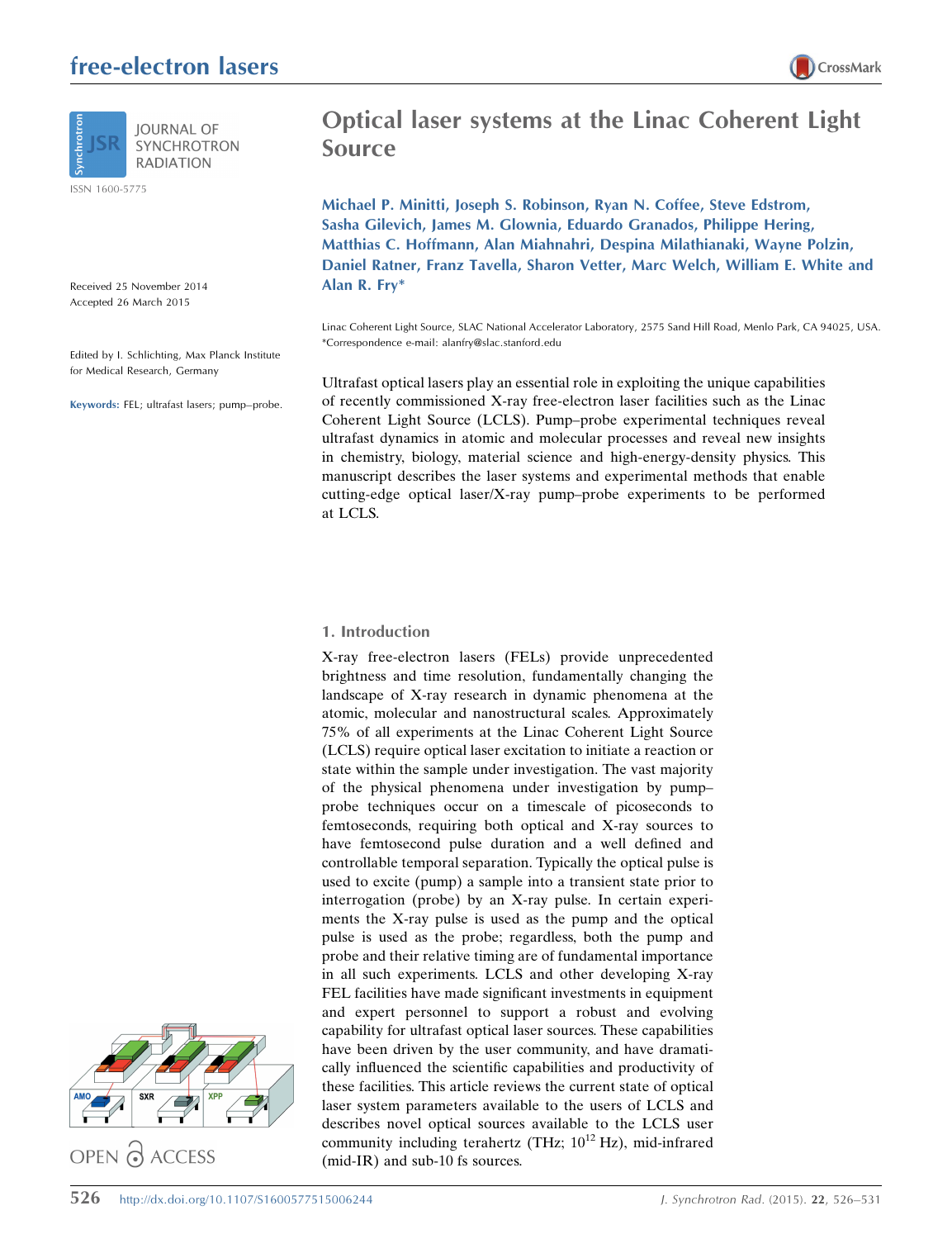# Optical laser systems at the Linac Coherent Light Source

**Michael P. Minitti, Joseph S. Robinson, Ryan N. Coffee, Steve Edstrom, Sasha Gilevich, James M. Glownia, Eduardo Granados, Philippe Hering, Matthias C. Hoffmann, Alan Miahnahri, Despina Milathianaki, Wayne Polzin, Daniel Ratner, Franz Tavella, Sharon Vetter, Marc Welch, William E. White and Alan R. Fry***

Linac Coherent Light Source, SLAC National Accelerator Laboratory, 2575 Sand Hill Road, Menlo Park, CA 94025, USA. *Correspondence e-mail: alanfry@slac.stanford.edu

Received 25 November 2014
Accepted 26 March 2015

Edited by I. Schlichting, Max Planck Institute for Medical Research, Germany

**Keywords:** FEL; ultrafast lasers; pump–probe.

Ultrafast optical lasers play an essential role in exploiting the unique capabilities of recently commissioned X-ray free-electron laser facilities such as the Linac Coherent Light Source (LCLS). Pump–probe experimental techniques reveal ultrafast dynamics in atomic and molecular processes and reveal new insights in chemistry, biology, material science and high-energy-density physics. This manuscript describes the laser systems and experimental methods that enable cutting-edge optical laser/X-ray pump–probe experiments to be performed at LCLS.

## 1. Introduction

X-ray free-electron lasers (FELs) provide unprecedented brightness and time resolution, fundamentally changing the landscape of X-ray research in dynamic phenomena at the atomic, molecular and nanostructural scales. Approximately 75% of all experiments at the Linac Coherent Light Source (LCLS) require optical laser excitation to initiate a reaction or state within the sample under investigation. The vast majority of the physical phenomena under investigation by pump–probe techniques occur on a timescale of picoseconds to femtoseconds, requiring both optical and X-ray sources to have femtosecond pulse duration and a well defined and controllable temporal separation. Typically the optical pulse is used to excite (pump) a sample into a transient state prior to interrogation (probe) by an X-ray pulse. In certain experiments the X-ray pulse is used as the pump and the optical pulse is used as the probe; regardless, both the pump and probe and their relative timing are of fundamental importance in all such experiments. LCLS and other developing X-ray FEL facilities have made significant investments in equipment and expert personnel to support a robust and evolving capability for ultrafast optical laser sources. These capabilities have been driven by the user community, and have dramatically influenced the scientific capabilities and productivity of these facilities. This article reviews the current state of optical laser system parameters available to the users of LCLS and describes novel optical sources available to the LCLS user community including terahertz (THz; $10^{12}$ Hz), mid-infrared (mid-IR) and sub-10 fs sources.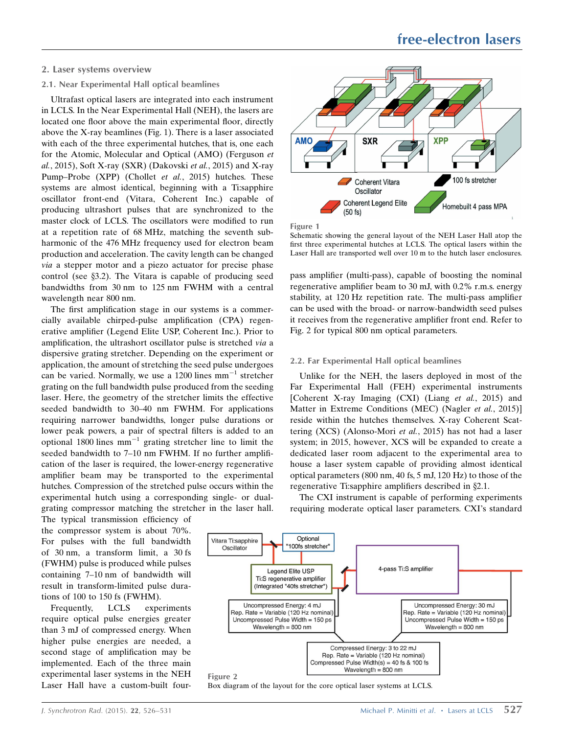## 2. Laser systems overview

### 2.1. Near Experimental Hall optical beamlines

Ultrafast optical lasers are integrated into each instrument in LCLS. In the Near Experimental Hall (NEH), the lasers are located one floor above the main experimental floor, directly above the X-ray beamlines (Fig. 1). There is a laser associated with each of the three experimental hutches, that is, one each for the Atomic, Molecular and Optical (AMO) (Ferguson *et al.*, 2015), Soft X-ray (SXR) (Dakovski *et al.*, 2015) and X-ray Pump–Probe (XPP) (Chollet *et al.*, 2015) hutches. These systems are almost identical, beginning with a Ti:sapphire oscillator front-end (Vitara, Coherent Inc.) capable of producing ultrashort pulses that are synchronized to the master clock of LCLS. The oscillators were modified to run at a repetition rate of 68 MHz, matching the seventh sub-harmonic of the 476 MHz frequency used for electron beam production and acceleration. The cavity length can be changed *via* a stepper motor and a piezo actuator for precise phase control (see §3.2). The Vitara is capable of producing seed bandwidths from 30 nm to 125 nm FWHM with a central wavelength near 800 nm.

The first amplification stage in our systems is a commercially available chirped-pulse amplification (CPA) regenerative amplifier (Legend Elite USP, Coherent Inc.). Prior to amplification, the ultrashort oscillator pulse is stretched *via* a dispersive grating stretcher. Depending on the experiment or application, the amount of stretching the seed pulse undergoes can be varied. Normally, we use a 1200 lines $mm^{-1}$ stretcher grating on the full bandwidth pulse produced from the seeding laser. Here, the geometry of the stretcher limits the effective seeded bandwidth to 30–40 nm FWHM. For applications requiring narrower bandwidths, longer pulse durations or lower peak powers, a pair of spectral filters is added to an optional 1800 lines $mm^{-1}$ grating stretcher line to limit the seeded bandwidth to 7–10 nm FWHM. If no further amplification of the laser is required, the lower-energy regenerative amplifier beam may be transported to the experimental hutches. Compression of the stretched pulse occurs within the experimental hutch using a corresponding single- or dual-grating compressor matching the stretcher in the laser hall. The typical transmission efficiency of the compressor system is about 70%. For pulses with the full bandwidth of 30 nm, a transform limit, a 30 fs (FWHM) pulse is produced while pulses containing 7–10 nm of bandwidth will result in transform-limited pulse durations of 100 to 150 fs (FWHM).

Frequently, LCLS experiments require optical pulse energies greater than 3 mJ of compressed energy. When higher pulse energies are needed, a second stage of amplification may be implemented. Each of the three main experimental laser systems in the NEH Laser Hall have a custom-built four-pass amplifier (multi-pass), capable of boosting the nominal regenerative amplifier beam to 30 mJ, with 0.2% r.m.s. energy stability, at 120 Hz repetition rate. The multi-pass amplifier can be used with the broad- or narrow-bandwidth seed pulses it receives from the regenerative amplifier front end. Refer to Fig. 2 for typical 800 nm optical parameters.

Figure 1
Schematic showing the general layout of the NEH Laser Hall atop the first three experimental hutches at LCLS. The optical lasers within the Laser Hall are transported well over 10 m to the hutch laser enclosures.

### 2.2. Far Experimental Hall optical beamlines

Unlike for the NEH, the lasers deployed in most of the Far Experimental Hall (FEH) experimental instruments [Coherent X-ray Imaging (CXI) (Liang *et al.*, 2015) and Matter in Extreme Conditions (MEC) (Nagler *et al.*, 2015)] reside within the hutches themselves. X-ray Coherent Scattering (XCS) (Alonso-Mori *et al.*, 2015) has not had a laser system; in 2015, however, XCS will be expanded to create a dedicated laser room adjacent to the experimental area to house a laser system capable of providing almost identical optical parameters (800 nm, 40 fs, 5 mJ, 120 Hz) to those of the regenerative Ti:sapphire amplifiers described in §2.1.

The CXI instrument is capable of performing experiments requiring moderate optical laser parameters. CXI's standard

Figure 2
Box diagram of the layout for the core optical laser systems at LCLS.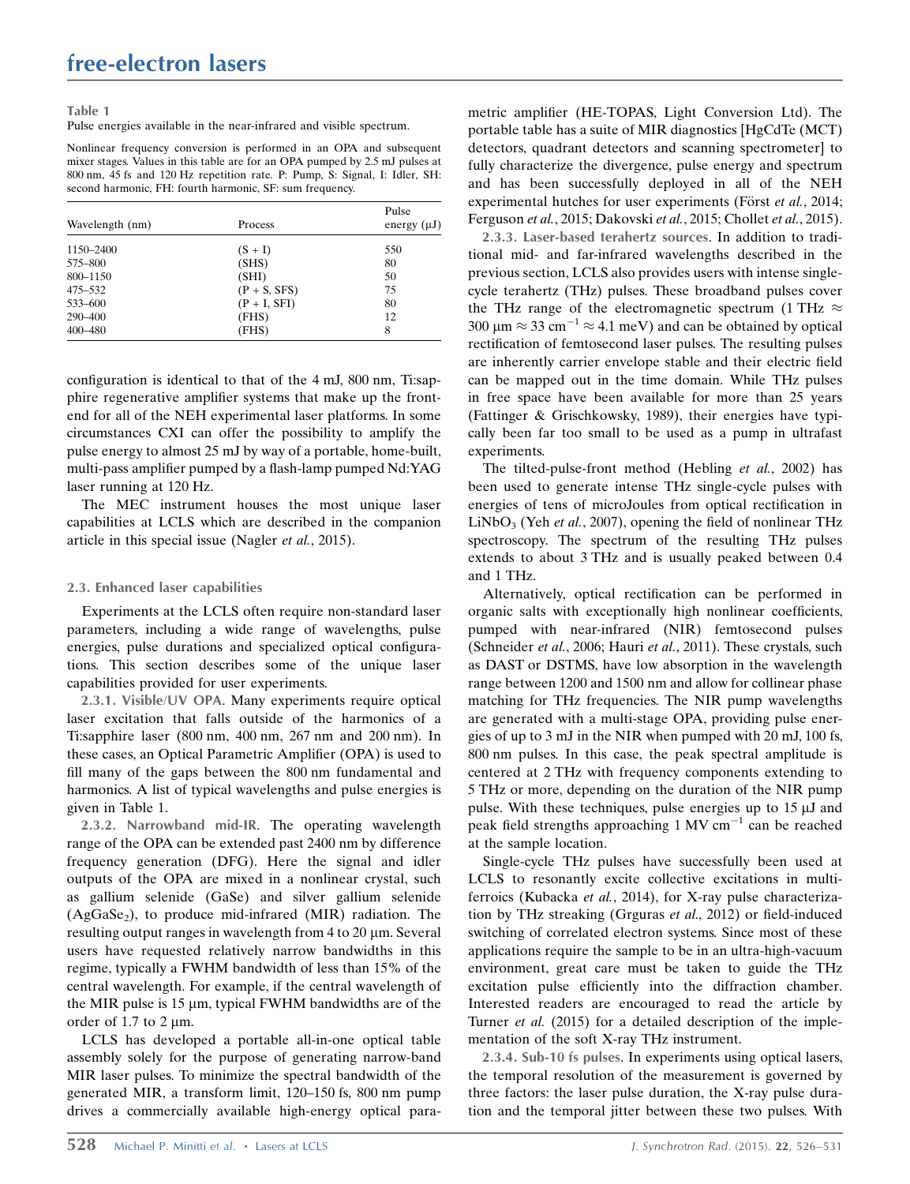**Table 1**
Pulse energies available in the near-infrared and visible spectrum.

Nonlinear frequency conversion is performed in an OPA and subsequent mixer stages. Values in this table are for an OPA pumped by 2.5 mJ pulses at 800 nm, 45 fs and 120 Hz repetition rate. P: Pump, S: Signal, I: Idler, SH: second harmonic, FH: fourth harmonic, SF: sum frequency.

| Wavelength (nm) | Process | Pulse energy (μJ) |
|---|---|---|
| 1150–2400 | (S + I) | 550 |
| 575–800 | (SHS) | 80 |
| 800–1150 | (SHI) | 50 |
| 475–532 | (P + S, SFS) | 75 |
| 533–600 | (P + I, SFI) | 80 |
| 290–400 | (FHS) | 12 |
| 400–480 | (FHS) | 8 |

configuration is identical to that of the 4 mJ, 800 nm, Ti:sapphire regenerative amplifier systems that make up the front-end for all of the NEH experimental laser platforms. In some circumstances CXI can offer the possibility to amplify the pulse energy to almost 25 mJ by way of a portable, home-built, multi-pass amplifier pumped by a flash-lamp pumped Nd:YAG laser running at 120 Hz.

The MEC instrument houses the most unique laser capabilities at LCLS which are described in the companion article in this special issue (Nagler *et al.*, 2015).

### 2.3. Enhanced laser capabilities

Experiments at the LCLS often require non-standard laser parameters, including a wide range of wavelengths, pulse energies, pulse durations and specialized optical configurations. This section describes some of the unique laser capabilities provided for user experiments.

**2.3.1. Visible/UV OPA.** Many experiments require optical laser excitation that falls outside of the harmonics of a Ti:sapphire laser (800 nm, 400 nm, 267 nm and 200 nm). In these cases, an Optical Parametric Amplifier (OPA) is used to fill many of the gaps between the 800 nm fundamental and harmonics. A list of typical wavelengths and pulse energies is given in Table 1.

**2.3.2. Narrowband mid-IR.** The operating wavelength range of the OPA can be extended past 2400 nm by difference frequency generation (DFG). Here the signal and idler outputs of the OPA are mixed in a nonlinear crystal, such as gallium selenide (GaSe) and silver gallium selenide ($AgGaSe_2$), to produce mid-infrared (MIR) radiation. The resulting output ranges in wavelength from 4 to 20 μm. Several users have requested relatively narrow bandwidths in this regime, typically a FWHM bandwidth of less than 15% of the central wavelength. For example, if the central wavelength of the MIR pulse is 15 μm, typical FWHM bandwidths are of the order of 1.7 to 2 μm.

LCLS has developed a portable all-in-one optical table assembly solely for the purpose of generating narrow-band MIR laser pulses. To minimize the spectral bandwidth of the generated MIR, a transform limit, 120–150 fs, 800 nm pump drives a commercially available high-energy optical parametric amplifier (HE-TOPAS, Light Conversion Ltd). The portable table has a suite of MIR diagnostics [HgCdTe (MCT) detectors, quadrant detectors and scanning spectrometer] to fully characterize the divergence, pulse energy and spectrum and has been successfully deployed in all of the NEH experimental hutches for user experiments (Först *et al.*, 2014; Ferguson *et al.*, 2015; Dakovski *et al.*, 2015; Chollet *et al.*, 2015).

**2.3.3. Laser-based terahertz sources.** In addition to traditional mid- and far-infrared wavelengths described in the previous section, LCLS also provides users with intense single-cycle terahertz (THz) pulses. These broadband pulses cover the THz range of the electromagnetic spectrum (1 THz $\approx$ 300 μm $\approx$ 33 $cm^{-1}$ $\approx$ 4.1 meV) and can be obtained by optical rectification of femtosecond laser pulses. The resulting pulses are inherently carrier envelope stable and their electric field can be mapped out in the time domain. While THz pulses in free space have been available for more than 25 years (Fattinger & Grischkowsky, 1989), their energies have typically been far too small to be used as a pump in ultrafast experiments.

The tilted-pulse-front method (Hebling *et al.*, 2002) has been used to generate intense THz single-cycle pulses with energies of tens of microJoules from optical rectification in $LiNbO_3$ (Yeh *et al.*, 2007), opening the field of nonlinear THz spectroscopy. The spectrum of the resulting THz pulses extends to about 3 THz and is usually peaked between 0.4 and 1 THz.

Alternatively, optical rectification can be performed in organic salts with exceptionally high nonlinear coefficients, pumped with near-infrared (NIR) femtosecond pulses (Schneider *et al.*, 2006; Hauri *et al.*, 2011). These crystals, such as DAST or DSTMS, have low absorption in the wavelength range between 1200 and 1500 nm and allow for collinear phase matching for THz frequencies. The NIR pump wavelengths are generated with a multi-stage OPA, providing pulse energies of up to 3 mJ in the NIR when pumped with 20 mJ, 100 fs, 800 nm pulses. In this case, the peak spectral amplitude is centered at 2 THz with frequency components extending to 5 THz or more, depending on the duration of the NIR pump pulse. With these techniques, pulse energies up to 15 μJ and peak field strengths approaching 1 MV $cm^{-1}$ can be reached at the sample location.

Single-cycle THz pulses have successfully been used at LCLS to resonantly excite collective excitations in multiferroics (Kubacka *et al.*, 2014), for X-ray pulse characterization by THz streaking (Grguras *et al.*, 2012) or field-induced switching of correlated electron systems. Since most of these applications require the sample to be in an ultra-high-vacuum environment, great care must be taken to guide the THz excitation pulse efficiently into the diffraction chamber. Interested readers are encouraged to read the article by Turner *et al.* (2015) for a detailed description of the implementation of the soft X-ray THz instrument.

**2.3.4. Sub-10 fs pulses.** In experiments using optical lasers, the temporal resolution of the measurement is governed by three factors: the laser pulse duration, the X-ray pulse duration and the temporal jitter between these two pulses. With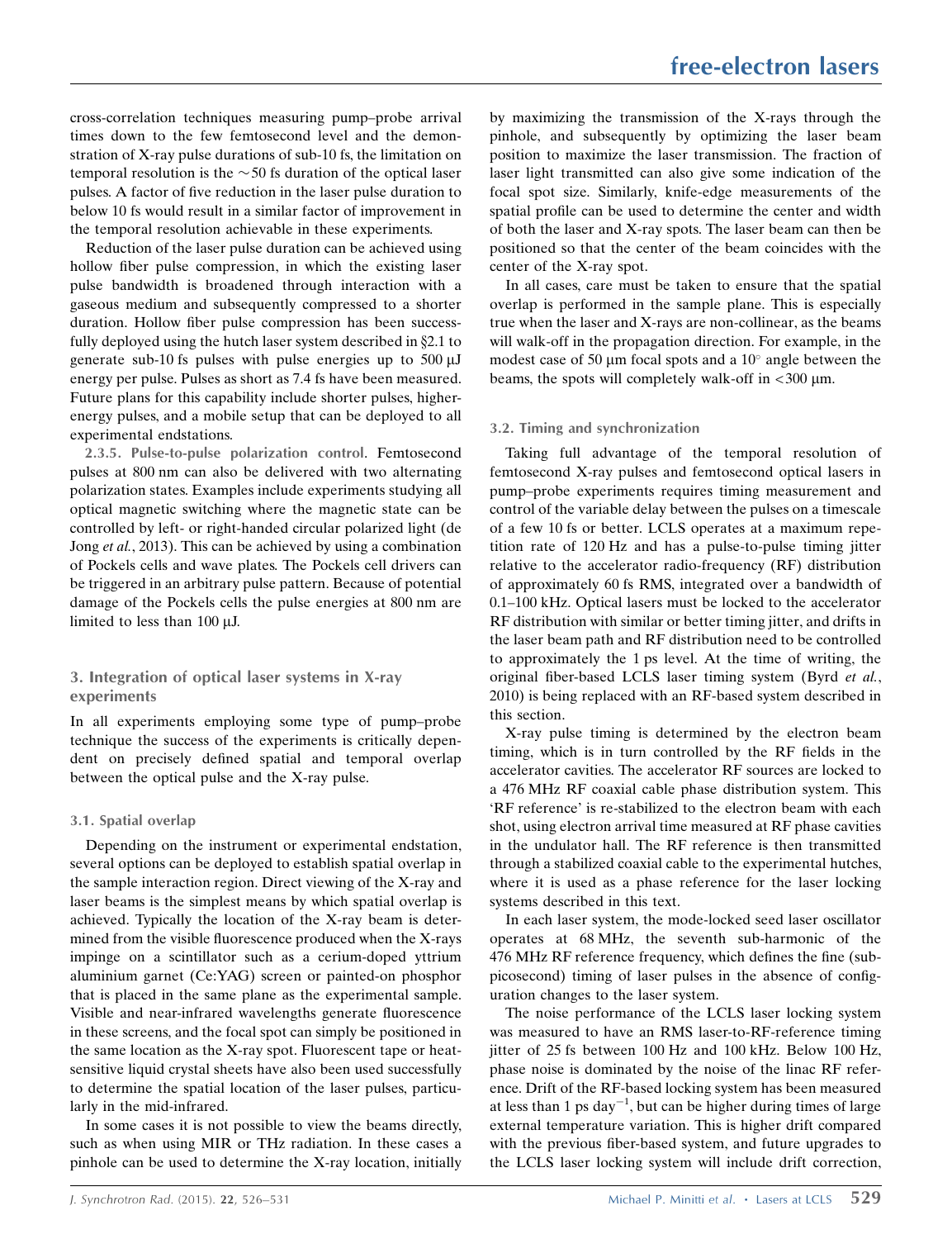cross-correlation techniques measuring pump–probe arrival times down to the few femtosecond level and the demonstration of X-ray pulse durations of sub-10 fs, the limitation on temporal resolution is the ~50 fs duration of the optical laser pulses. A factor of five reduction in the laser pulse duration to below 10 fs would result in a similar factor of improvement in the temporal resolution achievable in these experiments.

Reduction of the laser pulse duration can be achieved using hollow fiber pulse compression, in which the existing laser pulse bandwidth is broadened through interaction with a gaseous medium and subsequently compressed to a shorter duration. Hollow fiber pulse compression has been successfully deployed using the hutch laser system described in §2.1 to generate sub-10 fs pulses with pulse energies up to 500 µJ energy per pulse. Pulses as short as 7.4 fs have been measured. Future plans for this capability include shorter pulses, higher-energy pulses, and a mobile setup that can be deployed to all experimental endstations.

#### 2.3.5. Pulse-to-pulse polarization control

Femtosecond pulses at 800 nm can also be delivered with two alternating polarization states. Examples include experiments studying all optical magnetic switching where the magnetic state can be controlled by left- or right-handed circular polarized light (de Jong *et al.*, 2013). This can be achieved by using a combination of Pockels cells and wave plates. The Pockels cell drivers can be triggered in an arbitrary pulse pattern. Because of potential damage of the Pockels cells the pulse energies at 800 nm are limited to less than 100 µJ.

## 3. Integration of optical laser systems in X-ray experiments

In all experiments employing some type of pump–probe technique the success of the experiments is critically dependent on precisely defined spatial and temporal overlap between the optical pulse and the X-ray pulse.

### 3.1. Spatial overlap

Depending on the instrument or experimental endstation, several options can be deployed to establish spatial overlap in the sample interaction region. Direct viewing of the X-ray and laser beams is the simplest means by which spatial overlap is achieved. Typically the location of the X-ray beam is determined from the visible fluorescence produced when the X-rays impinge on a scintillator such as a cerium-doped yttrium aluminium garnet (Ce:YAG) screen or painted-on phosphor that is placed in the same plane as the experimental sample. Visible and near-infrared wavelengths generate fluorescence in these screens, and the focal spot can simply be positioned in the same location as the X-ray spot. Fluorescent tape or heat-sensitive liquid crystal sheets have also been used successfully to determine the spatial location of the laser pulses, particularly in the mid-infrared.

In some cases it is not possible to view the beams directly, such as when using MIR or THz radiation. In these cases a pinhole can be used to determine the X-ray location, initially by maximizing the transmission of the X-rays through the pinhole, and subsequently by optimizing the laser beam position to maximize the laser transmission. The fraction of laser light transmitted can also give some indication of the focal spot size. Similarly, knife-edge measurements of the spatial profile can be used to determine the center and width of both the laser and X-ray spots. The laser beam can then be positioned so that the center of the beam coincides with the center of the X-ray spot.

In all cases, care must be taken to ensure that the spatial overlap is performed in the sample plane. This is especially true when the laser and X-rays are non-collinear, as the beams will walk-off in the propagation direction. For example, in the modest case of 50 µm focal spots and a 10° angle between the beams, the spots will completely walk-off in <300 µm.

### 3.2. Timing and synchronization

Taking full advantage of the temporal resolution of femtosecond X-ray pulses and femtosecond optical lasers in pump–probe experiments requires timing measurement and control of the variable delay between the pulses on a timescale of a few 10 fs or better. LCLS operates at a maximum repetition rate of 120 Hz and has a pulse-to-pulse timing jitter relative to the accelerator radio-frequency (RF) distribution of approximately 60 fs RMS, integrated over a bandwidth of 0.1–100 kHz. Optical lasers must be locked to the accelerator RF distribution with similar or better timing jitter, and drifts in the laser beam path and RF distribution need to be controlled to approximately the 1 ps level. At the time of writing, the original fiber-based LCLS laser timing system (Byrd *et al.*, 2010) is being replaced with an RF-based system described in this section.

X-ray pulse timing is determined by the electron beam timing, which is in turn controlled by the RF fields in the accelerator cavities. The accelerator RF sources are locked to a 476 MHz RF coaxial cable phase distribution system. This 'RF reference' is re-stabilized to the electron beam with each shot, using electron arrival time measured at RF phase cavities in the undulator hall. The RF reference is then transmitted through a stabilized coaxial cable to the experimental hutches, where it is used as a phase reference for the laser locking systems described in this text.

In each laser system, the mode-locked seed laser oscillator operates at 68 MHz, the seventh sub-harmonic of the 476 MHz RF reference frequency, which defines the fine (sub-picosecond) timing of laser pulses in the absence of configuration changes to the laser system.

The noise performance of the LCLS laser locking system was measured to have an RMS laser-to-RF-reference timing jitter of 25 fs between 100 Hz and 100 kHz. Below 100 Hz, phase noise is dominated by the noise of the linac RF reference. Drift of the RF-based locking system has been measured at less than 1 ps $\text{day}^{-1}$, but can be higher during times of large external temperature variation. This is higher drift compared with the previous fiber-based system, and future upgrades to the LCLS laser locking system will include drift correction,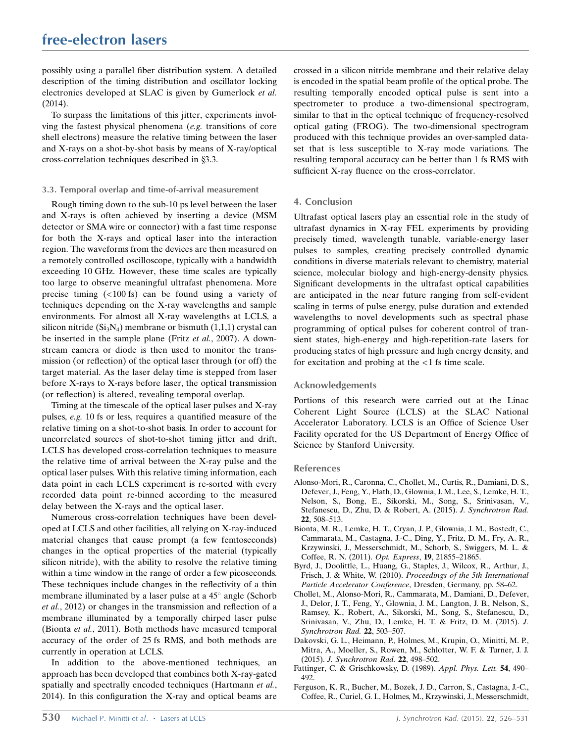possibly using a parallel fiber distribution system. A detailed description of the timing distribution and oscillator locking electronics developed at SLAC is given by Gumerlock *et al.* (2014).

To surpass the limitations of this jitter, experiments involving the fastest physical phenomena (*e.g.* transitions of core shell electrons) measure the relative timing between the laser and X-rays on a shot-by-shot basis by means of X-ray/optical cross-correlation techniques described in §3.3.

### 3.3. Temporal overlap and time-of-arrival measurement

Rough timing down to the sub-10 ps level between the laser and X-rays is often achieved by inserting a device (MSM detector or SMA wire or connector) with a fast time response for both the X-rays and optical laser into the interaction region. The waveforms from the devices are then measured on a remotely controlled oscilloscope, typically with a bandwidth exceeding 10 GHz. However, these time scales are typically too large to observe meaningful ultrafast phenomena. More precise timing (<100 fs) can be found using a variety of techniques depending on the X-ray wavelengths and sample environments. For almost all X-ray wavelengths at LCLS, a silicon nitride ($Si_3N_4$) membrane or bismuth (1,1,1) crystal can be inserted in the sample plane (Fritz *et al.*, 2007). A downstream camera or diode is then used to monitor the transmission (or reflection) of the optical laser through (or off) the target material. As the laser delay time is stepped from laser before X-rays to X-rays before laser, the optical transmission (or reflection) is altered, revealing temporal overlap.

Timing at the timescale of the optical laser pulses and X-ray pulses, *e.g.* 10 fs or less, requires a quantified measure of the relative timing on a shot-to-shot basis. In order to account for uncorrelated sources of shot-to-shot timing jitter and drift, LCLS has developed cross-correlation techniques to measure the relative time of arrival between the X-ray pulse and the optical laser pulses. With this relative timing information, each data point in each LCLS experiment is re-sorted with every recorded data point re-binned according to the measured delay between the X-rays and the optical laser.

Numerous cross-correlation techniques have been developed at LCLS and other facilities, all relying on X-ray-induced material changes that cause prompt (a few femtoseconds) changes in the optical properties of the material (typically silicon nitride), with the ability to resolve the relative timing within a time window in the range of order a few picoseconds. These techniques include changes in the reflectivity of a thin membrane illuminated by a laser pulse at a 45° angle (Schorb *et al.*, 2012) or changes in the transmission and reflection of a membrane illuminated by a temporally chirped laser pulse (Bionta *et al.*, 2011). Both methods have measured temporal accuracy of the order of 25 fs RMS, and both methods are currently in operation at LCLS.

In addition to the above-mentioned techniques, an approach has been developed that combines both X-ray-gated spatially and spectrally encoded techniques (Hartmann *et al.*, 2014). In this configuration the X-ray and optical beams are crossed in a silicon nitride membrane and their relative delay is encoded in the spatial beam profile of the optical probe. The resulting temporally encoded optical pulse is sent into a spectrometer to produce a two-dimensional spectrogram, similar to that in the optical technique of frequency-resolved optical gating (FROG). The two-dimensional spectrogram produced with this technique provides an over-sampled dataset that is less susceptible to X-ray mode variations. The resulting temporal accuracy can be better than 1 fs RMS with sufficient X-ray fluence on the cross-correlator.

## 4. Conclusion

Ultrafast optical lasers play an essential role in the study of ultrafast dynamics in X-ray FEL experiments by providing precisely timed, wavelength tunable, variable-energy laser pulses to samples, creating precisely controlled dynamic conditions in diverse materials relevant to chemistry, material science, molecular biology and high-energy-density physics. Significant developments in the ultrafast optical capabilities are anticipated in the near future ranging from self-evident scaling in terms of pulse energy, pulse duration and extended wavelengths to novel developments such as spectral phase programming of optical pulses for coherent control of transient states, high-energy and high-repetition-rate lasers for producing states of high pressure and high energy density, and for excitation and probing at the <1 fs time scale.

## Acknowledgements

Portions of this research were carried out at the Linac Coherent Light Source (LCLS) at the SLAC National Accelerator Laboratory. LCLS is an Office of Science User Facility operated for the US Department of Energy Office of Science by Stanford University.

## References

Alonso-Mori, R., Caronna, C., Chollet, M., Curtis, R., Damiani, D. S., Defever, J., Feng, Y., Flath, D., Glownia, J. M., Lee, S., Lemke, H. T., Nelson, S., Bong, E., Sikorski, M., Song, S., Srinivasan, V., Stefanescu, D., Zhu, D. & Robert, A. (2015). *J. Synchrotron Rad.* **22**, 508–513.

Bionta, M. R., Lemke, H. T., Cryan, J. P., Glownia, J. M., Bostedt, C., Cammarata, M., Castagna, J.-C., Ding, Y., Fritz, D. M., Fry, A. R., Krzywinski, J., Messerschmidt, M., Schorb, S., Swiggers, M. L. & Coffee, R. N. (2011). *Opt. Express*, **19**, 21855–21865.

Byrd, J., Doolittle, L., Huang, G., Staples, J., Wilcox, R., Arthur, J., Frisch, J. & White, W. (2010). *Proceedings of the 5th International Particle Accelerator Conference*, Dresden, Germany, pp. 58–62.

Chollet, M., Alonso-Mori, R., Cammarata, M., Damiani, D., Defever, J., Delor, J. T., Feng, Y., Glownia, J. M., Langton, J. B., Nelson, S., Ramsey, K., Robert, A., Sikorski, M., Song, S., Stefanescu, D., Srinivasan, V., Zhu, D., Lemke, H. T. & Fritz, D. M. (2015). *J. Synchrotron Rad.* **22**, 503–507.

Dakovski, G. L., Heimann, P., Holmes, M., Krupin, O., Minitti, M. P., Mitra, A., Moeller, S., Rowen, M., Schlotter, W. F. & Turner, J. J. (2015). *J. Synchrotron Rad.* **22**, 498–502.

Fattinger, C. & Grischkowsky, D. (1989). *Appl. Phys. Lett.* **54**, 490–492.

Ferguson, K. R., Bucher, M., Bozek, J. D., Carron, S., Castagna, J.-C., Coffee, R., Curiel, G. I., Holmes, M., Krzywinski, J., Messerschmidt,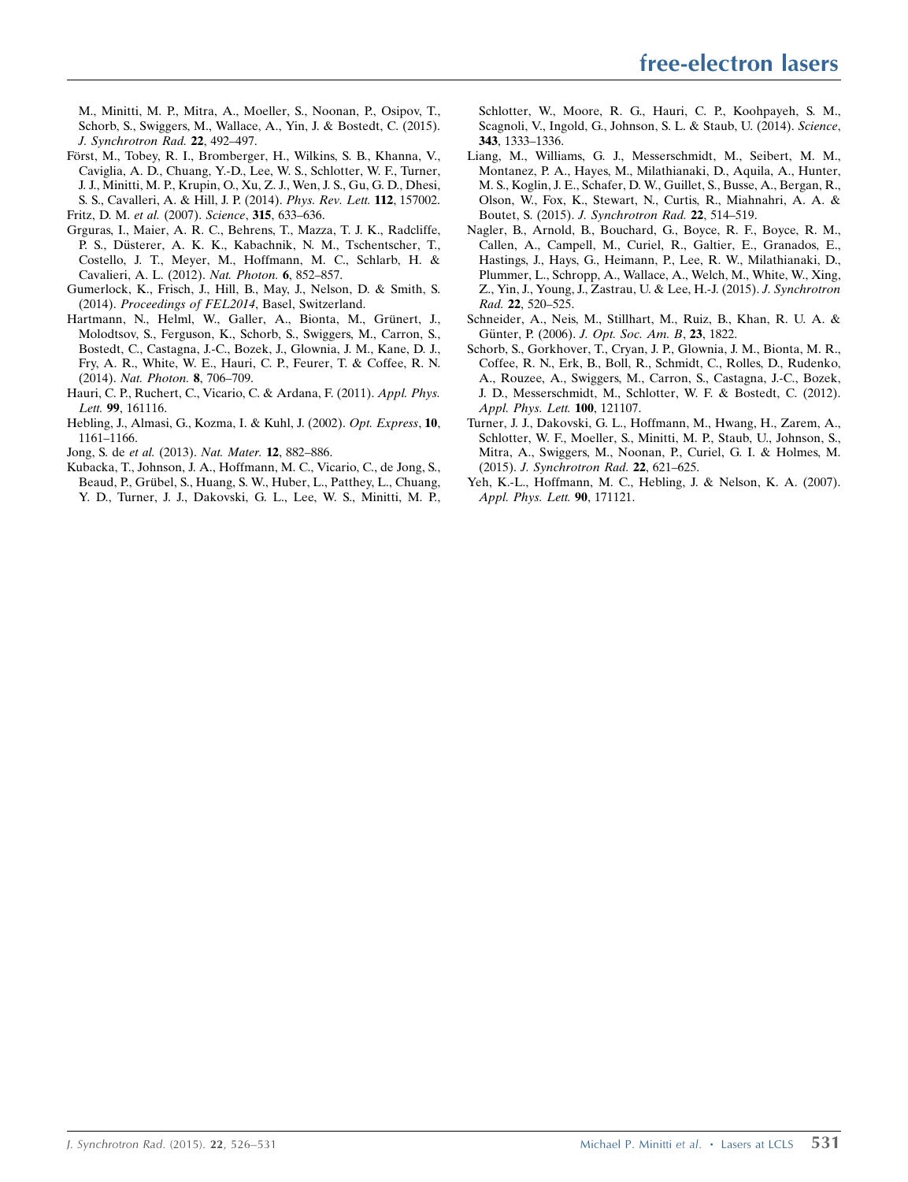M., Minitti, M. P., Mitra, A., Moeller, S., Noonan, P., Osipov, T., Schorb, S., Swiggers, M., Wallace, A., Yin, J. & Bostedt, C. (2015). *J. Synchrotron Rad.* **22**, 492–497.

Först, M., Tobey, R. I., Bromberger, H., Wilkins, S. B., Khanna, V., Caviglia, A. D., Chuang, Y.-D., Lee, W. S., Schlotter, W. F., Turner, J. J., Minitti, M. P., Krupin, O., Xu, Z. J., Wen, J. S., Gu, G. D., Dhesi, S. S., Cavalleri, A. & Hill, J. P. (2014). *Phys. Rev. Lett.* **112**, 157002.

Fritz, D. M. *et al.* (2007). *Science*, **315**, 633–636.

Grguras, I., Maier, A. R. C., Behrens, T., Mazza, T. J. K., Radcliffe, P. S., Düsterer, A. K. K., Kabachnik, N. M., Tschentscher, T., Costello, J. T., Meyer, M., Hoffmann, M. C., Schlarb, H. & Cavalieri, A. L. (2012). *Nat. Photon.* **6**, 852–857.

Gumerlock, K., Frisch, J., Hill, B., May, J., Nelson, D. & Smith, S. (2014). *Proceedings of FEL2014*, Basel, Switzerland.

Hartmann, N., Helml, W., Galler, A., Bionta, M., Grünert, J., Molodtsov, S., Ferguson, K., Schorb, S., Swiggers, M., Carron, S., Bostedt, C., Castagna, J.-C., Bozek, J., Glownia, J. M., Kane, D. J., Fry, A. R., White, W. E., Hauri, C. P., Feurer, T. & Coffee, R. N. (2014). *Nat. Photon.* **8**, 706–709.

Hauri, C. P., Ruchert, C., Vicario, C. & Ardana, F. (2011). *Appl. Phys. Lett.* **99**, 161116.

Hebling, J., Almasi, G., Kozma, I. & Kuhl, J. (2002). *Opt. Express*, **10**, 1161–1166.

Jong, S. de *et al.* (2013). *Nat. Mater.* **12**, 882–886.

Kubacka, T., Johnson, J. A., Hoffmann, M. C., Vicario, C., de Jong, S., Beaud, P., Grübel, S., Huang, S. W., Huber, L., Patthey, L., Chuang, Y. D., Turner, J. J., Dakovski, G. L., Lee, W. S., Minitti, M. P., Schlotter, W., Moore, R. G., Hauri, C. P., Koohpayeh, S. M., Scagnoli, V., Ingold, G., Johnson, S. L. & Staub, U. (2014). *Science*, **343**, 1333–1336.

Liang, M., Williams, G. J., Messerschmidt, M., Seibert, M. M., Montanez, P. A., Hayes, M., Milathianaki, D., Aquila, A., Hunter, M. S., Koglin, J. E., Schafer, D. W., Guillet, S., Busse, A., Bergan, R., Olson, W., Fox, K., Stewart, N., Curtis, R., Miahnahri, A. A. & Boutet, S. (2015). *J. Synchrotron Rad.* **22**, 514–519.

Nagler, B., Arnold, B., Bouchard, G., Boyce, R. F., Boyce, R. M., Callen, A., Campell, M., Curiel, R., Galtier, E., Granados, E., Hastings, J., Hays, G., Heimann, P., Lee, R. W., Milathianaki, D., Plummer, L., Schropp, A., Wallace, A., Welch, M., White, W., Xing, Z., Yin, J., Young, J., Zastrau, U. & Lee, H.-J. (2015). *J. Synchrotron Rad.* **22**, 520–525.

Schneider, A., Neis, M., Stillhart, M., Ruiz, B., Khan, R. U. A. & Günter, P. (2006). *J. Opt. Soc. Am. B*, **23**, 1822.

Schorb, S., Gorkhover, T., Cryan, J. P., Glownia, J. M., Bionta, M. R., Coffee, R. N., Erk, B., Boll, R., Schmidt, C., Rolles, D., Rudenko, A., Rouzee, A., Swiggers, M., Carron, S., Castagna, J.-C., Bozek, J. D., Messerschmidt, M., Schlotter, W. F. & Bostedt, C. (2012). *Appl. Phys. Lett.* **100**, 121107.

Turner, J. J., Dakovski, G. L., Hoffmann, M., Hwang, H., Zarem, A., Schlotter, W. F., Moeller, S., Minitti, M. P., Staub, U., Johnson, S., Mitra, A., Swiggers, M., Noonan, P., Curiel, G. I. & Holmes, M. (2015). *J. Synchrotron Rad.* **22**, 621–625.

Yeh, K.-L., Hoffmann, M. C., Hebling, J. & Nelson, K. A. (2007). *Appl. Phys. Lett.* **90**, 171121.